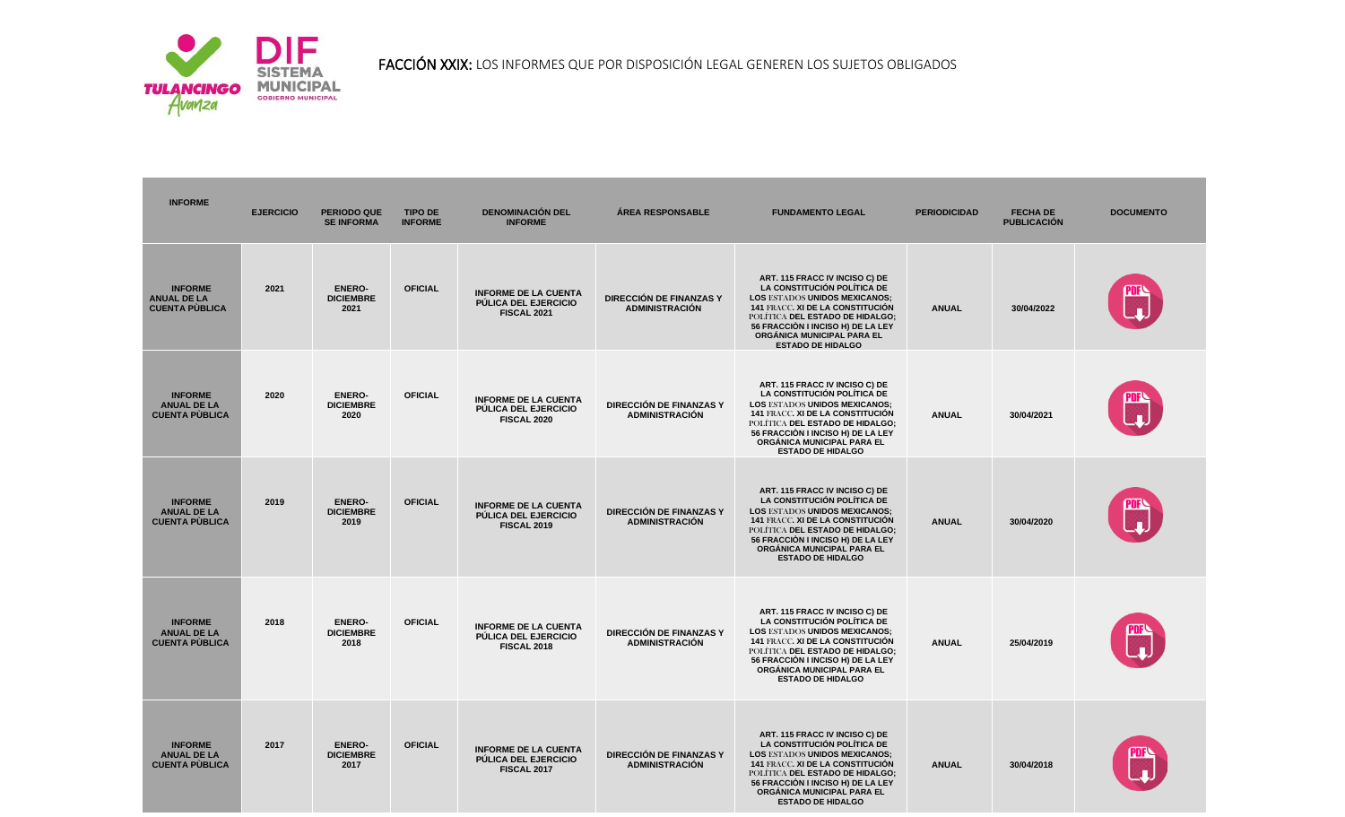**FACCIÓN XXIX:** LOS INFORMES QUE POR DISPOSICIÓN LEGAL GENEREN LOS SUJETOS OBLIGADOS

| INFORME | EJERCICIO | PERIODO QUE SE INFORMA | TIPO DE INFORME | DENOMINACIÓN DEL INFORME | ÁREA RESPONSABLE | FUNDAMENTO LEGAL | PERIODICIDAD | FECHA DE PUBLICACIÓN | DOCUMENTO |
| --- | --- | --- | --- | --- | --- | --- | --- | --- | --- |
| INFORME ANUAL DE LA CUENTA PÚBLICA | 2021 | ENERO-DICIEMBRE 2021 | OFICIAL | INFORME DE LA CUENTA PÚLICA DEL EJERCICIO FISCAL 2021 | DIRECCIÓN DE FINANZAS Y ADMINISTRACIÓN | ART. 115 FRACC IV INCISO C) DE LA CONSTITUCIÓN POLÍTICA DE LOS ESTADOS UNIDOS MEXICANOS; 141 FRACC. XI DE LA CONSTITUCIÓN POLÍTICA DEL ESTADO DE HIDALGO; 56 FRACCIÓN I INCISO H) DE LA LEY ORGÁNICA MUNICIPAL PARA EL ESTADO DE HIDALGO | ANUAL | 30/04/2022 | PDF |
| INFORME ANUAL DE LA CUENTA PÚBLICA | 2020 | ENERO-DICIEMBRE 2020 | OFICIAL | INFORME DE LA CUENTA PÚLICA DEL EJERCICIO FISCAL 2020 | DIRECCIÓN DE FINANZAS Y ADMINISTRACIÓN | ART. 115 FRACC IV INCISO C) DE LA CONSTITUCIÓN POLÍTICA DE LOS ESTADOS UNIDOS MEXICANOS; 141 FRACC. XI DE LA CONSTITUCIÓN POLÍTICA DEL ESTADO DE HIDALGO; 56 FRACCIÓN I INCISO H) DE LA LEY ORGÁNICA MUNICIPAL PARA EL ESTADO DE HIDALGO | ANUAL | 30/04/2021 | PDF |
| INFORME ANUAL DE LA CUENTA PÚBLICA | 2019 | ENERO-DICIEMBRE 2019 | OFICIAL | INFORME DE LA CUENTA PÚLICA DEL EJERCICIO FISCAL 2019 | DIRECCIÓN DE FINANZAS Y ADMINISTRACIÓN | ART. 115 FRACC IV INCISO C) DE LA CONSTITUCIÓN POLÍTICA DE LOS ESTADOS UNIDOS MEXICANOS; 141 FRACC. XI DE LA CONSTITUCIÓN POLÍTICA DEL ESTADO DE HIDALGO; 56 FRACCIÓN I INCISO H) DE LA LEY ORGÁNICA MUNICIPAL PARA EL ESTADO DE HIDALGO | ANUAL | 30/04/2020 | PDF |
| INFORME ANUAL DE LA CUENTA PÚBLICA | 2018 | ENERO-DICIEMBRE 2018 | OFICIAL | INFORME DE LA CUENTA PÚLICA DEL EJERCICIO FISCAL 2018 | DIRECCIÓN DE FINANZAS Y ADMINISTRACIÓN | ART. 115 FRACC IV INCISO C) DE LA CONSTITUCIÓN POLÍTICA DE LOS ESTADOS UNIDOS MEXICANOS; 141 FRACC. XI DE LA CONSTITUCIÓN POLÍTICA DEL ESTADO DE HIDALGO; 56 FRACCIÓN I INCISO H) DE LA LEY ORGÁNICA MUNICIPAL PARA EL ESTADO DE HIDALGO | ANUAL | 25/04/2019 | PDF |
| INFORME ANUAL DE LA CUENTA PÚBLICA | 2017 | ENERO-DICIEMBRE 2017 | OFICIAL | INFORME DE LA CUENTA PÚLICA DEL EJERCICIO FISCAL 2017 | DIRECCIÓN DE FINANZAS Y ADMINISTRACIÓN | ART. 115 FRACC IV INCISO C) DE LA CONSTITUCIÓN POLÍTICA DE LOS ESTADOS UNIDOS MEXICANOS; 141 FRACC. XI DE LA CONSTITUCIÓN POLÍTICA DEL ESTADO DE HIDALGO; 56 FRACCIÓN I INCISO H) DE LA LEY ORGÁNICA MUNICIPAL PARA EL ESTADO DE HIDALGO | ANUAL | 30/04/2018 | PDF |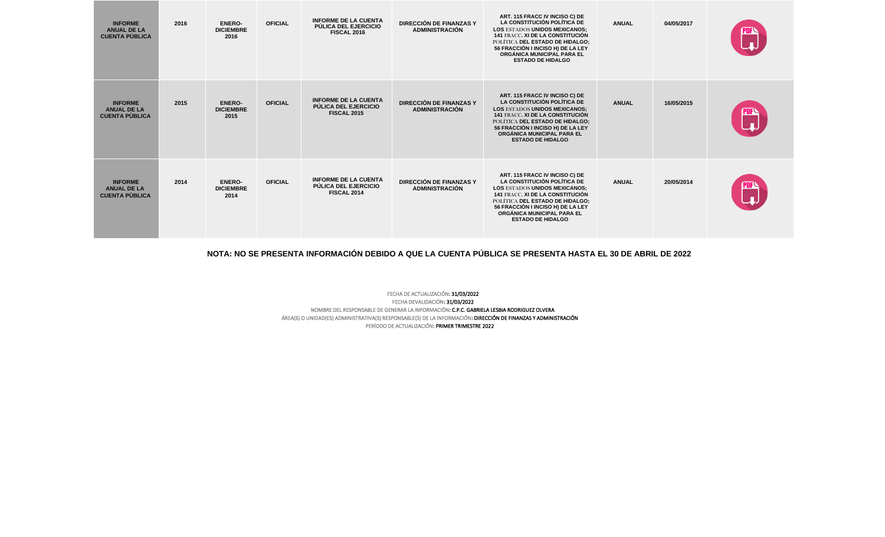| | | | | | | | | | |
|---|---|---|---|---|---|---|---|---|---|
| INFORME ANUAL DE LA CUENTA PÚBLICA | 2016 | ENERO-DICIEMBRE 2016 | OFICIAL | INFORME DE LA CUENTA PÚLICA DEL EJERCICIO FISCAL 2016 | DIRECCIÓN DE FINANZAS Y ADMINISTRACIÓN | ART. 115 FRACC IV INCISO C) DE LA CONSTITUCIÓN POLÍTICA DE LOS ESTADOS UNIDOS MEXICANOS; 141 FRACC. XI DE LA CONSTITUCIÓN POLÍTICA DEL ESTADO DE HIDALGO; 56 FRACCIÓN I INCISO H) DE LA LEY ORGÁNICA MUNICIPAL PARA EL ESTADO DE HIDALGO | ANUAL | 04/05/2017 | PDF |
| INFORME ANUAL DE LA CUENTA PÚBLICA | 2015 | ENERO-DICIEMBRE 2015 | OFICIAL | INFORME DE LA CUENTA PÚLICA DEL EJERCICIO FISCAL 2015 | DIRECCIÓN DE FINANZAS Y ADMINISTRACIÓN | ART. 115 FRACC IV INCISO C) DE LA CONSTITUCIÓN POLÍTICA DE LOS ESTADOS UNIDOS MEXICANOS; 141 FRACC. XI DE LA CONSTITUCIÓN POLÍTICA DEL ESTADO DE HIDALGO; 56 FRACCIÓN I INCISO H) DE LA LEY ORGÁNICA MUNICIPAL PARA EL ESTADO DE HIDALGO | ANUAL | 16/05/2015 | PDF |
| INFORME ANUAL DE LA CUENTA PÚBLICA | 2014 | ENERO-DICIEMBRE 2014 | OFICIAL | INFORME DE LA CUENTA PÚLICA DEL EJERCICIO FISCAL 2014 | DIRECCIÓN DE FINANZAS Y ADMINISTRACIÓN | ART. 115 FRACC IV INCISO C) DE LA CONSTITUCIÓN POLÍTICA DE LOS ESTADOS UNIDOS MEXICANOS; 141 FRACC. XI DE LA CONSTITUCIÓN POLÍTICA DEL ESTADO DE HIDALGO; 56 FRACCIÓN I INCISO H) DE LA LEY ORGÁNICA MUNICIPAL PARA EL ESTADO DE HIDALGO | ANUAL | 20/05/2014 | PDF |

**NOTA: NO SE PRESENTA INFORMACIÓN DEBIDO A QUE LA CUENTA PÚBLICA SE PRESENTA HASTA EL 30 DE ABRIL DE 2022**

FECHA DE ACTUALIZACIÓN: **31/03/2022**
FECHA DEVALIDACIÓN: **31/03/2022**
NOMBRE DEL RESPONSABLE DE GENERAR LA INFORMACIÓN: **C.P.C. GABRIELA LESBIA RODRIGUEZ OLVERA**
ÁREA(S) O UNIDAD(ES) ADMINISTRATIVA(S) RESPONSABLE(S) DE LA INFORMACIÓN: **DIRECCIÓN DE FINANZAS Y ADMINISTRACIÓN**
PERÍODO DE ACTUALIZACIÓN: **PRIMER TRIMESTRE 2022**